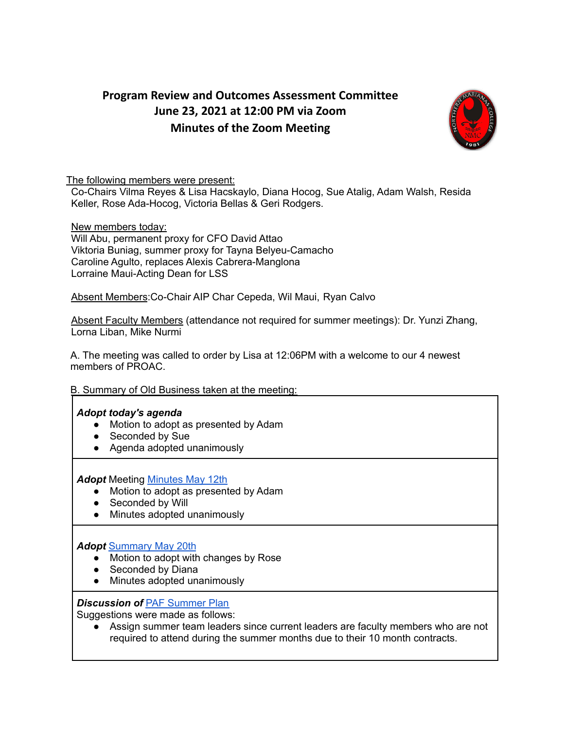# Program Review and Outcomes Assessment Committee
## June 23, 2021 at 12:00 PM via Zoom
## Minutes of the Zoom Meeting

The following members were present:
Co-Chairs Vilma Reyes & Lisa Hacskaylo, Diana Hocog, Sue Atalig, Adam Walsh, Resida Keller, Rose Ada-Hocog, Victoria Bellas & Geri Rodgers.

New members today:
Will Abu, permanent proxy for CFO David Attao
Viktoria Buniag, summer proxy for Tayna Belyeu-Camacho
Caroline Agulto, replaces Alexis Cabrera-Manglona
Lorraine Maui-Acting Dean for LSS

Absent Members:Co-Chair AIP Char Cepeda, Wil Maui, Ryan Calvo

Absent Faculty Members (attendance not required for summer meetings): Dr. Yunzi Zhang, Lorna Liban, Mike Nurmi

A. The meeting was called to order by Lisa at 12:06PM with a welcome to our 4 newest members of PROAC.

B. Summary of Old Business taken at the meeting:

***Adopt today's agenda***
- Motion to adopt as presented by Adam
- Seconded by Sue
- Agenda adopted unanimously

***Adopt*** Meeting Minutes May 12th
- Motion to adopt as presented by Adam
- Seconded by Will
- Minutes adopted unanimously

***Adopt*** Summary May 20th
- Motion to adopt with changes by Rose
- Seconded by Diana
- Minutes adopted unanimously

***Discussion of*** PAF Summer Plan
Suggestions were made as follows:
- Assign summer team leaders since current leaders are faculty members who are not required to attend during the summer months due to their 10 month contracts.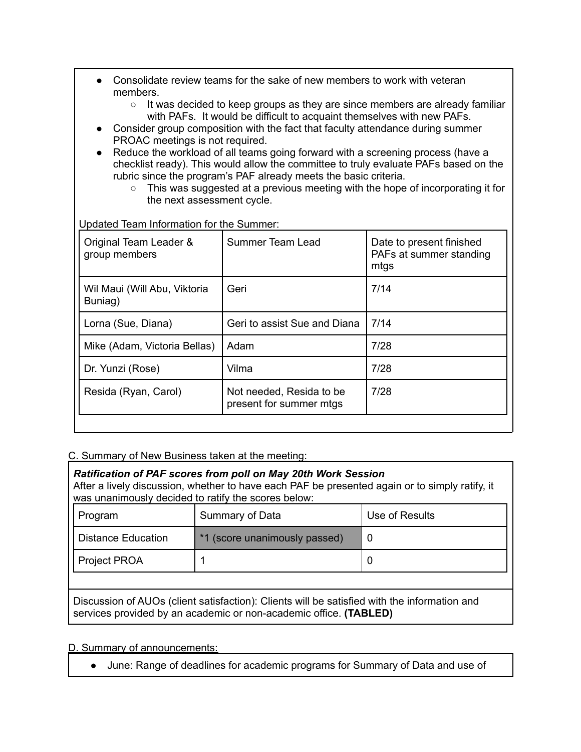- Consolidate review teams for the sake of new members to work with veteran members.
  - It was decided to keep groups as they are since members are already familiar with PAFs. It would be difficult to acquaint themselves with new PAFs.
- Consider group composition with the fact that faculty attendance during summer PROAC meetings is not required.
- Reduce the workload of all teams going forward with a screening process (have a checklist ready). This would allow the committee to truly evaluate PAFs based on the rubric since the program's PAF already meets the basic criteria.
  - This was suggested at a previous meeting with the hope of incorporating it for the next assessment cycle.

Updated Team Information for the Summer:

| Original Team Leader & group members | Summer Team Lead | Date to present finished PAFs at summer standing mtgs |
|---|---|---|
| Wil Maui (Will Abu, Viktoria Buniag) | Geri | 7/14 |
| Lorna (Sue, Diana) | Geri to assist Sue and Diana | 7/14 |
| Mike (Adam, Victoria Bellas) | Adam | 7/28 |
| Dr. Yunzi (Rose) | Vilma | 7/28 |
| Resida (Ryan, Carol) | Not needed, Resida to be present for summer mtgs | 7/28 |

C. Summary of New Business taken at the meeting:

***Ratification of PAF scores from poll on May 20th Work Session***

After a lively discussion, whether to have each PAF be presented again or to simply ratify, it was unanimously decided to ratify the scores below:

| Program | Summary of Data | Use of Results |
|---|---|---|
| Distance Education | *1 (score unanimously passed) | 0 |
| Project PROA | 1 | 0 |

Discussion of AUOs (client satisfaction): Clients will be satisfied with the information and services provided by an academic or non-academic office. **(TABLED)**

D. Summary of announcements:

- June: Range of deadlines for academic programs for Summary of Data and use of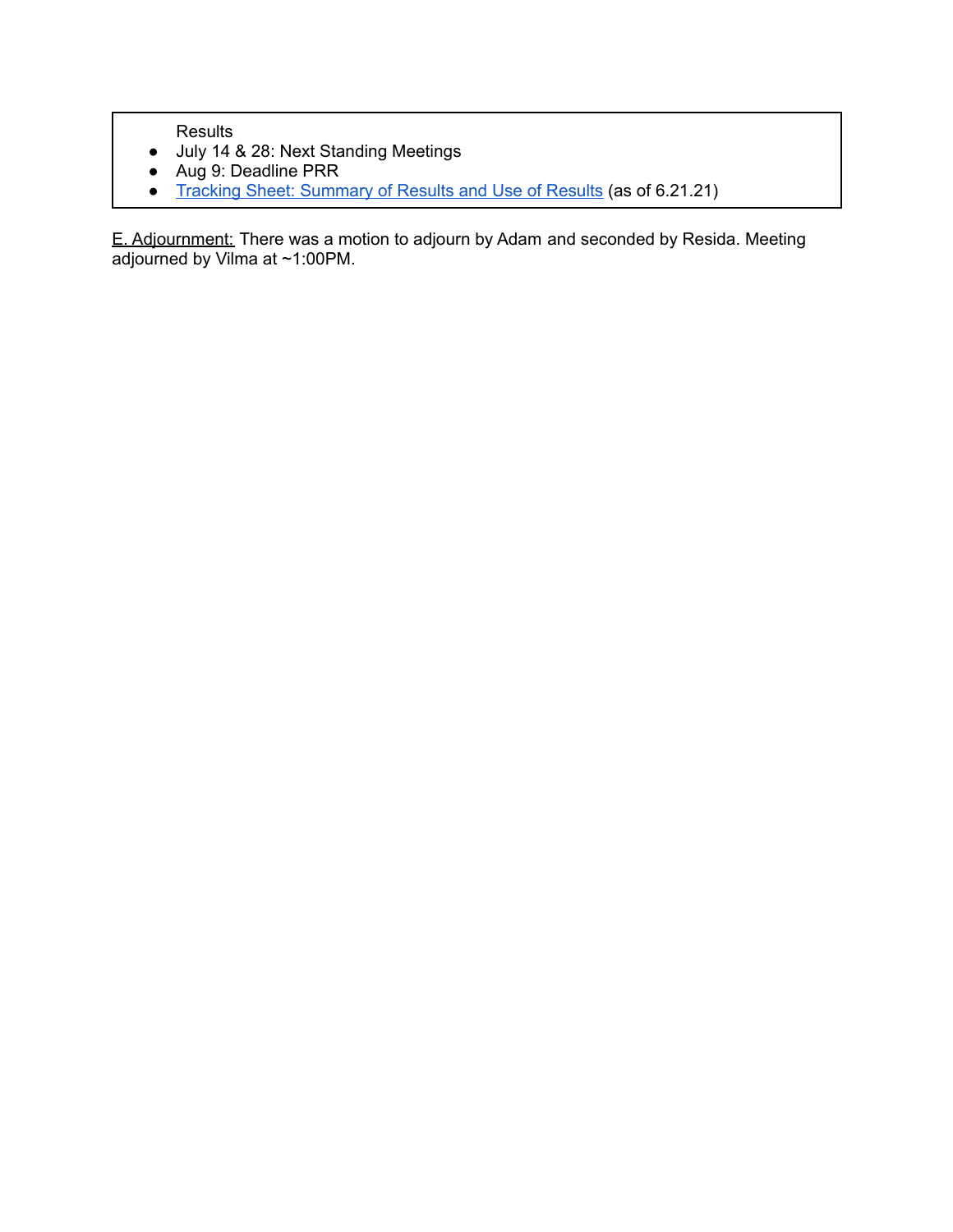Results

- July 14 & 28: Next Standing Meetings
- Aug 9: Deadline PRR
- Tracking Sheet: Summary of Results and Use of Results (as of 6.21.21)

E. Adjournment: There was a motion to adjourn by Adam and seconded by Resida. Meeting adjourned by Vilma at ~1:00PM.